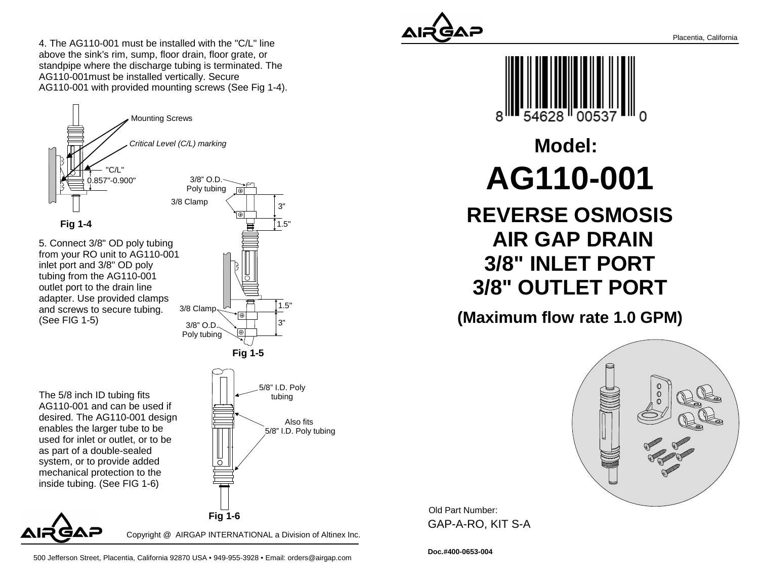4. The AG110-001 must be installed with the "C/L" line above the sink's rim, sump, floor drain, floor grate, or standpipe where the discharge tubing is terminated. The AG110-001must be installed vertically. Secure AG110-001 with provided mounting screws (See Fig 1-4).

Mounting Screws

*Critical Level (C/L) marking*

"C/L"

0.857"-0.900"

**Fig 1-4**

5. Connect 3/8" OD poly tubing from your RO unit to AG110-001 inlet port and 3/8" OD poly tubing from the AG110-001 outlet port to the drain line adapter. Use provided clamps and screws to secure tubing. (See FIG 1-5)

3/8" O.D. Poly tubing

3/8 Clamp

3"

1.5"

1.5"

3/8 Clamp

3"

3/8" O.D. Poly tubing

**Fig 1-5**

The 5/8 inch ID tubing fits AG110-001 and can be used if desired. The AG110-001 design enables the larger tube to be used for inlet or outlet, or to be as part of a double-sealed system, or to provide added mechanical protection to the inside tubing. (See FIG 1-6)

5/8" I.D. Poly tubing

Also fits 5/8" I.D. Poly tubing

**Fig 1-6**

Copyright @ AIRGAP INTERNATIONAL a Division of Altinex Inc.

500 Jefferson Street, Placentia, California 92870 USA • 949-955-3928 • Email: orders@airgap.com

AIRGAP

Placentia, California

8 54628 00537 0

## Model:

# AG110-001

## REVERSE OSMOSIS AIR GAP DRAIN 3/8" INLET PORT 3/8" OUTLET PORT

**(Maximum flow rate 1.0 GPM)**

Old Part Number:
GAP-A-RO, KIT S-A

**Doc.#400-0653-004**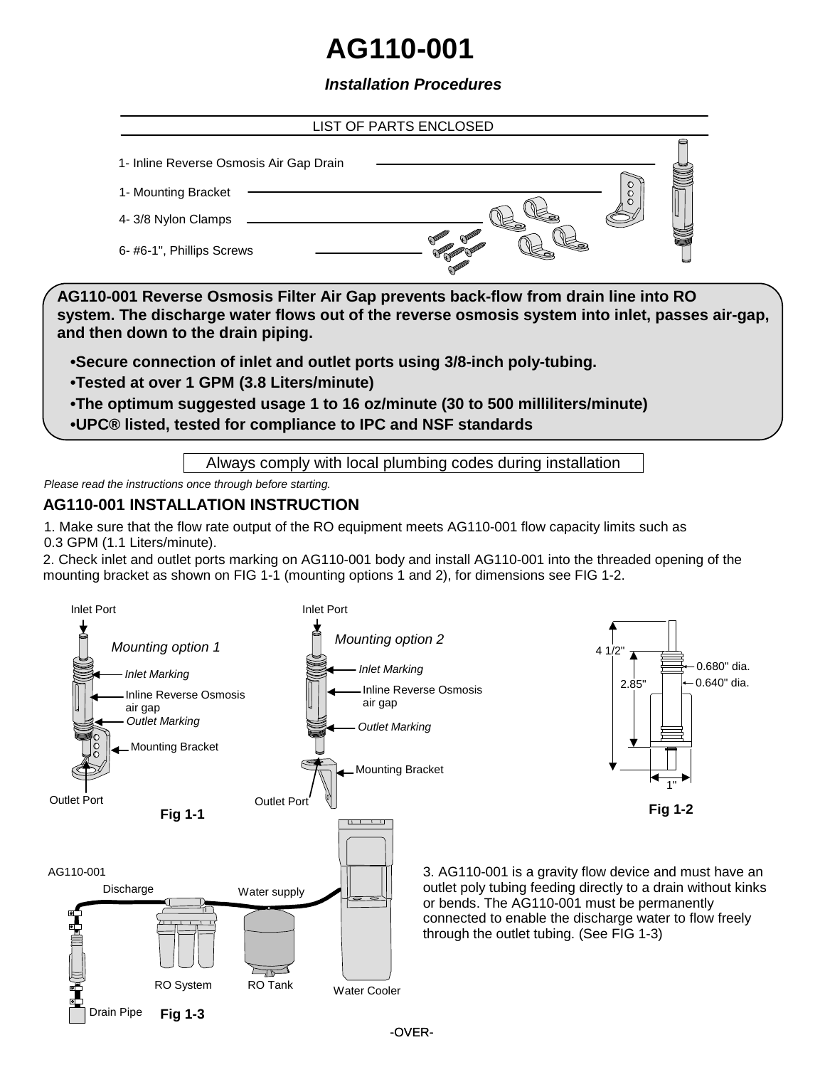# AG110-001

***Installation Procedures***

LIST OF PARTS ENCLOSED

1- Inline Reverse Osmosis Air Gap Drain

1- Mounting Bracket

4- 3/8 Nylon Clamps

6- #6-1", Phillips Screws

**AG110-001 Reverse Osmosis Filter Air Gap prevents back-flow from drain line into RO system. The discharge water flows out of the reverse osmosis system into inlet, passes air-gap, and then down to the drain piping.**

- **Secure connection of inlet and outlet ports using 3/8-inch poly-tubing.**
- **Tested at over 1 GPM (3.8 Liters/minute)**
- **The optimum suggested usage 1 to 16 oz/minute (30 to 500 milliliters/minute)**
- **UPC® listed, tested for compliance to IPC and NSF standards**

Always comply with local plumbing codes during installation

*Please read the instructions once through before starting.*

## AG110-001 INSTALLATION INSTRUCTION

1. Make sure that the flow rate output of the RO equipment meets AG110-001 flow capacity limits such as 0.3 GPM (1.1 Liters/minute).
2. Check inlet and outlet ports marking on AG110-001 body and install AG110-001 into the threaded opening of the mounting bracket as shown on FIG 1-1 (mounting options 1 and 2), for dimensions see FIG 1-2.

Inlet Port

*Mounting option 1*

*Inlet Marking*

Inline Reverse Osmosis air gap

*Outlet Marking*

Mounting Bracket

Outlet Port

Inlet Port

*Mounting option 2*

*Inlet Marking*

Inline Reverse Osmosis air gap

*Outlet Marking*

Mounting Bracket

Outlet Port

**Fig 1-1**

4 1/2"

2.85"

0.680" dia.

0.640" dia.

1"

**Fig 1-2**

AG110-001

Discharge

Water supply

RO System

RO Tank

Water Cooler

Drain Pipe

**Fig 1-3**

3. AG110-001 is a gravity flow device and must have an outlet poly tubing feeding directly to a drain without kinks or bends. The AG110-001 must be permanently connected to enable the discharge water to flow freely through the outlet tubing. (See FIG 1-3)

-OVER-